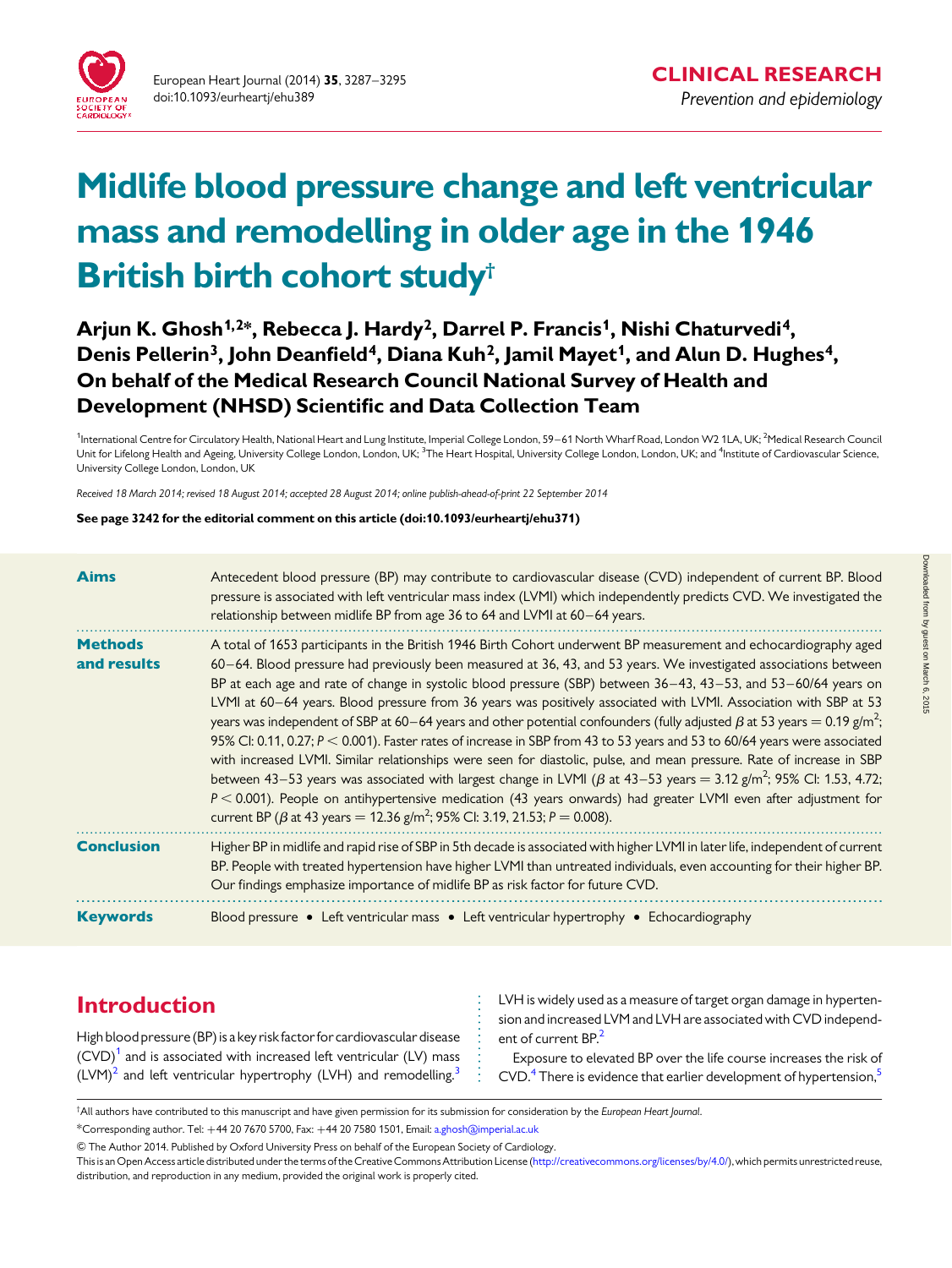CLINICAL RESEARCH

*Prevention and epidemiology*

# Midlife blood pressure change and left ventricular mass and remodelling in older age in the 1946 British birth cohort study†

**Arjun K. Ghosh[1,2]*, Rebecca J. Hardy[2], Darrel P. Francis[1], Nishi Chaturvedi[4], Denis Pellerin[3], John Deanfield[4], Diana Kuh[2], Jamil Mayet[1], and Alun D. Hughes[4], On behalf of the Medical Research Council National Survey of Health and Development (NHSD) Scientific and Data Collection Team**

[1]International Centre for Circulatory Health, National Heart and Lung Institute, Imperial College London, 59–61 North Wharf Road, London W2 1LA, UK; [2]Medical Research Council Unit for Lifelong Health and Ageing, University College London, London, UK; [3]The Heart Hospital, University College London, London, UK; and [4]Institute of Cardiovascular Science, University College London, London, UK

*Received 18 March 2014; revised 18 August 2014; accepted 28 August 2014; online publish-ahead-of-print 22 September 2014*

**See page 3242 for the editorial comment on this article (doi:10.1093/eurheartj/ehu371)**

**Aims** Antecedent blood pressure (BP) may contribute to cardiovascular disease (CVD) independent of current BP. Blood pressure is associated with left ventricular mass index (LVMI) which independently predicts CVD. We investigated the relationship between midlife BP from age 36 to 64 and LVMI at 60–64 years.

**Methods and results** A total of 1653 participants in the British 1946 Birth Cohort underwent BP measurement and echocardiography aged 60–64. Blood pressure had previously been measured at 36, 43, and 53 years. We investigated associations between BP at each age and rate of change in systolic blood pressure (SBP) between 36–43, 43–53, and 53–60/64 years on LVMI at 60–64 years. Blood pressure from 36 years was positively associated with LVMI. Association with SBP at 53 years was independent of SBP at 60–64 years and other potential confounders (fully adjusted $\beta$ at 53 years = 0.19 g/m$^2$; 95% CI: 0.11, 0.27; $P < 0.001$). Faster rates of increase in SBP from 43 to 53 years and 53 to 60/64 years were associated with increased LVMI. Similar relationships were seen for diastolic, pulse, and mean pressure. Rate of increase in SBP between 43–53 years was associated with largest change in LVMI ($\beta$ at 43–53 years = 3.12 g/m$^2$; 95% CI: 1.53, 4.72; $P < 0.001$). People on antihypertensive medication (43 years onwards) had greater LVMI even after adjustment for current BP ($\beta$ at 43 years = 12.36 g/m$^2$; 95% CI: 3.19, 21.53; $P = 0.008$).

**Conclusion** Higher BP in midlife and rapid rise of SBP in 5th decade is associated with higher LVMI in later life, independent of current BP. People with treated hypertension have higher LVMI than untreated individuals, even accounting for their higher BP. Our findings emphasize importance of midlife BP as risk factor for future CVD.

**Keywords** Blood pressure • Left ventricular mass • Left ventricular hypertrophy • Echocardiography

## Introduction

High blood pressure (BP) is a key risk factor for cardiovascular disease (CVD)[1] and is associated with increased left ventricular (LV) mass (LVM)[2] and left ventricular hypertrophy (LVH) and remodelling.[3] LVH is widely used as a measure of target organ damage in hypertension and increased LVM and LVH are associated with CVD independent of current BP.[2]

Exposure to elevated BP over the life course increases the risk of CVD.[4] There is evidence that earlier development of hypertension,[5]

†All authors have contributed to this manuscript and have given permission for its submission for consideration by the *European Heart Journal*.

*Corresponding author. Tel: +44 20 7670 5700, Fax: +44 20 7580 1501, Email: a.ghosh@imperial.ac.uk

© The Author 2014. Published by Oxford University Press on behalf of the European Society of Cardiology.

This is an Open Access article distributed under the terms of the Creative Commons Attribution License (http://creativecommons.org/licenses/by/4.0/), which permits unrestricted reuse, distribution, and reproduction in any medium, provided the original work is properly cited.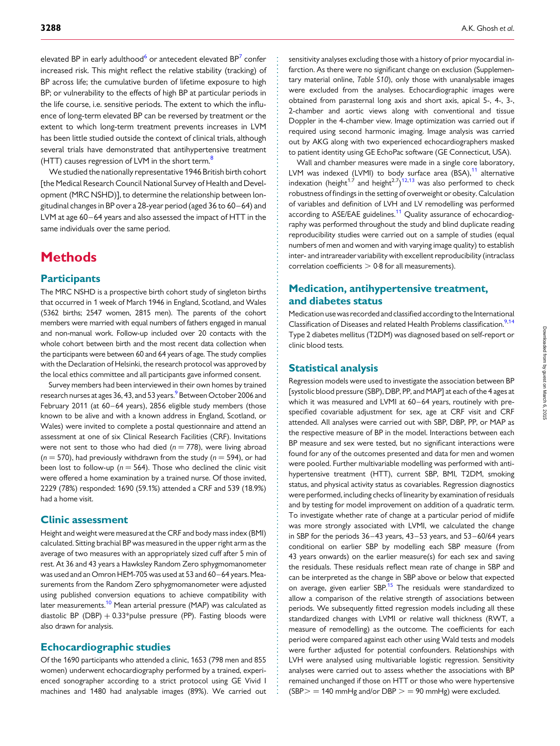elevated BP in early adulthood[6] or antecedent elevated BP[7] confer increased risk. This might reflect the relative stability (tracking) of BP across life; the cumulative burden of lifetime exposure to high BP; or vulnerability to the effects of high BP at particular periods in the life course, i.e. sensitive periods. The extent to which the influence of long-term elevated BP can be reversed by treatment or the extent to which long-term treatment prevents increases in LVM has been little studied outside the context of clinical trials, although several trials have demonstrated that antihypertensive treatment (HTT) causes regression of LVM in the short term.[8]

We studied the nationally representative 1946 British birth cohort [the Medical Research Council National Survey of Health and Development (MRC NSHD)], to determine the relationship between longitudinal changes in BP over a 28-year period (aged 36 to 60–64) and LVM at age 60–64 years and also assessed the impact of HTT in the same individuals over the same period.

# Methods

## Participants

The MRC NSHD is a prospective birth cohort study of singleton births that occurred in 1 week of March 1946 in England, Scotland, and Wales (5362 births; 2547 women, 2815 men). The parents of the cohort members were married with equal numbers of fathers engaged in manual and non-manual work. Follow-up included over 20 contacts with the whole cohort between birth and the most recent data collection when the participants were between 60 and 64 years of age. The study complies with the Declaration of Helsinki, the research protocol was approved by the local ethics committee and all participants gave informed consent.

Survey members had been interviewed in their own homes by trained research nurses at ages 36, 43, and 53 years.[9] Between October 2006 and February 2011 (at 60–64 years), 2856 eligible study members (those known to be alive and with a known address in England, Scotland, or Wales) were invited to complete a postal questionnaire and attend an assessment at one of six Clinical Research Facilities (CRF). Invitations were not sent to those who had died ($n = 778$), were living abroad ($n = 570$), had previously withdrawn from the study ($n = 594$), or had been lost to follow-up ($n = 564$). Those who declined the clinic visit were offered a home examination by a trained nurse. Of those invited, 2229 (78%) responded: 1690 (59.1%) attended a CRF and 539 (18.9%) had a home visit.

## Clinic assessment

Height and weight were measured at the CRF and body mass index (BMI) calculated. Sitting brachial BP was measured in the upper right arm as the average of two measures with an appropriately sized cuff after 5 min of rest. At 36 and 43 years a Hawksley Random Zero sphygmomanometer was used and an Omron HEM-705 was used at 53 and 60–64 years. Measurements from the Random Zero sphygmomanometer were adjusted using published conversion equations to achieve compatibility with later measurements.[10] Mean arterial pressure (MAP) was calculated as diastolic BP (DBP) + 0.33*pulse pressure (PP). Fasting bloods were also drawn for analysis.

## Echocardiographic studies

Of the 1690 participants who attended a clinic, 1653 (798 men and 855 women) underwent echocardiography performed by a trained, experienced sonographer according to a strict protocol using GE Vivid I machines and 1480 had analysable images (89%). We carried out sensitivity analyses excluding those with a history of prior myocardial infarction. As there were no significant change on exclusion (Supplementary material online, *Table S10*), only those with unanalysable images were excluded from the analyses. Echocardiographic images were obtained from parasternal long axis and short axis, apical 5-, 4-, 3-, 2-chamber and aortic views along with conventional and tissue Doppler in the 4-chamber view. Image optimization was carried out if required using second harmonic imaging. Image analysis was carried out by AKG along with two experienced echocardiographers masked to patient identity using GE EchoPac software (GE Connecticut, USA).

Wall and chamber measures were made in a single core laboratory, LVM was indexed (LVMI) to body surface area (BSA),[11] alternative indexation (height$^{1.7}$ and height$^{2.7}$)[12,13] was also performed to check robustness of findings in the setting of overweight or obesity. Calculation of variables and definition of LVH and LV remodelling was performed according to ASE/EAE guidelines.[11] Quality assurance of echocardiography was performed throughout the study and blind duplicate reading reproducibility studies were carried out on a sample of studies (equal numbers of men and women and with varying image quality) to establish inter- and intrareader variability with excellent reproducibility (intraclass correlation coefficients > 0·8 for all measurements).

## Medication, antihypertensive treatment, and diabetes status

Medication use was recorded and classified according to the International Classification of Diseases and related Health Problems classification.[9,14] Type 2 diabetes mellitus (T2DM) was diagnosed based on self-report or clinic blood tests.

## Statistical analysis

Regression models were used to investigate the association between BP [systolic blood pressure (SBP), DBP, PP, and MAP] at each of the 4 ages at which it was measured and LVMI at 60–64 years, routinely with prespecified covariable adjustment for sex, age at CRF visit and CRF attended. All analyses were carried out with SBP, DBP, PP, or MAP as the respective measure of BP in the model. Interactions between each BP measure and sex were tested, but no significant interactions were found for any of the outcomes presented and data for men and women were pooled. Further multivariable modelling was performed with antihypertensive treatment (HTT), current SBP, BMI, T2DM, smoking status, and physical activity status as covariables. Regression diagnostics were performed, including checks of linearity by examination of residuals and by testing for model improvement on addition of a quadratic term. To investigate whether rate of change at a particular period of midlife was more strongly associated with LVMI, we calculated the change in SBP for the periods 36–43 years, 43–53 years, and 53–60/64 years conditional on earlier SBP by modelling each SBP measure (from 43 years onwards) on the earlier measure(s) for each sex and saving the residuals. These residuals reflect mean rate of change in SBP and can be interpreted as the change in SBP above or below that expected on average, given earlier SBP.[15] The residuals were standardized to allow a comparison of the relative strength of associations between periods. We subsequently fitted regression models including all these standardized changes with LVMI or relative wall thickness (RWT, a measure of remodelling) as the outcome. The coefficients for each period were compared against each other using Wald tests and models were further adjusted for potential confounders. Relationships with LVH were analysed using multivariable logistic regression. Sensitivity analyses were carried out to assess whether the associations with BP remained unchanged if those on HTT or those who were hypertensive (SBP >= 140 mmHg and/or DBP >= 90 mmHg) were excluded.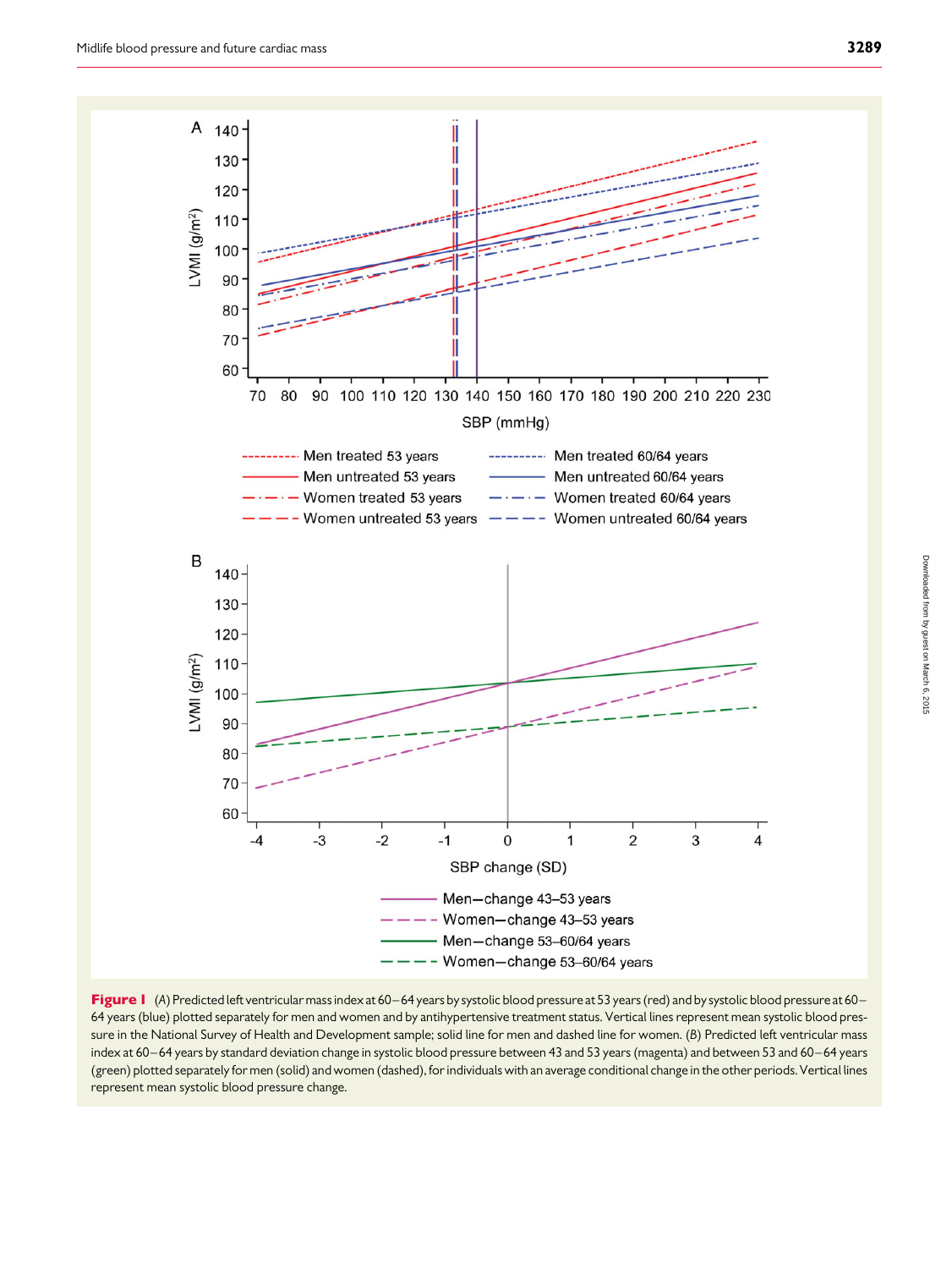A

140
130
120
110
100
90
80
70
60

LVMI (g/m²)

70 80 90 100 110 120 130 140 150 160 170 180 190 200 210 220 230

SBP (mmHg)

Men treated 53 years
Men untreated 53 years
Women treated 53 years
Women untreated 53 years
Men treated 60/64 years
Men untreated 60/64 years
Women treated 60/64 years
Women untreated 60/64 years

B

140
130
120
110
100
90
80
70
60

LVMI (g/m2)

-4 -3 -2 -1 0 1 2 3 4

SBP change (SD)

Men—change 43–53 years
Women—change 43–53 years
Men—change 53–60/64 years
Women—change 53–60/64 years

**Figure 1** (*A*) Predicted left ventricular mass index at 60–64 years by systolic blood pressure at 53 years (red) and by systolic blood pressure at 60–64 years (blue) plotted separately for men and women and by antihypertensive treatment status. Vertical lines represent mean systolic blood pressure in the National Survey of Health and Development sample; solid line for men and dashed line for women. (*B*) Predicted left ventricular mass index at 60–64 years by standard deviation change in systolic blood pressure between 43 and 53 years (magenta) and between 53 and 60–64 years (green) plotted separately for men (solid) and women (dashed), for individuals with an average conditional change in the other periods. Vertical lines represent mean systolic blood pressure change.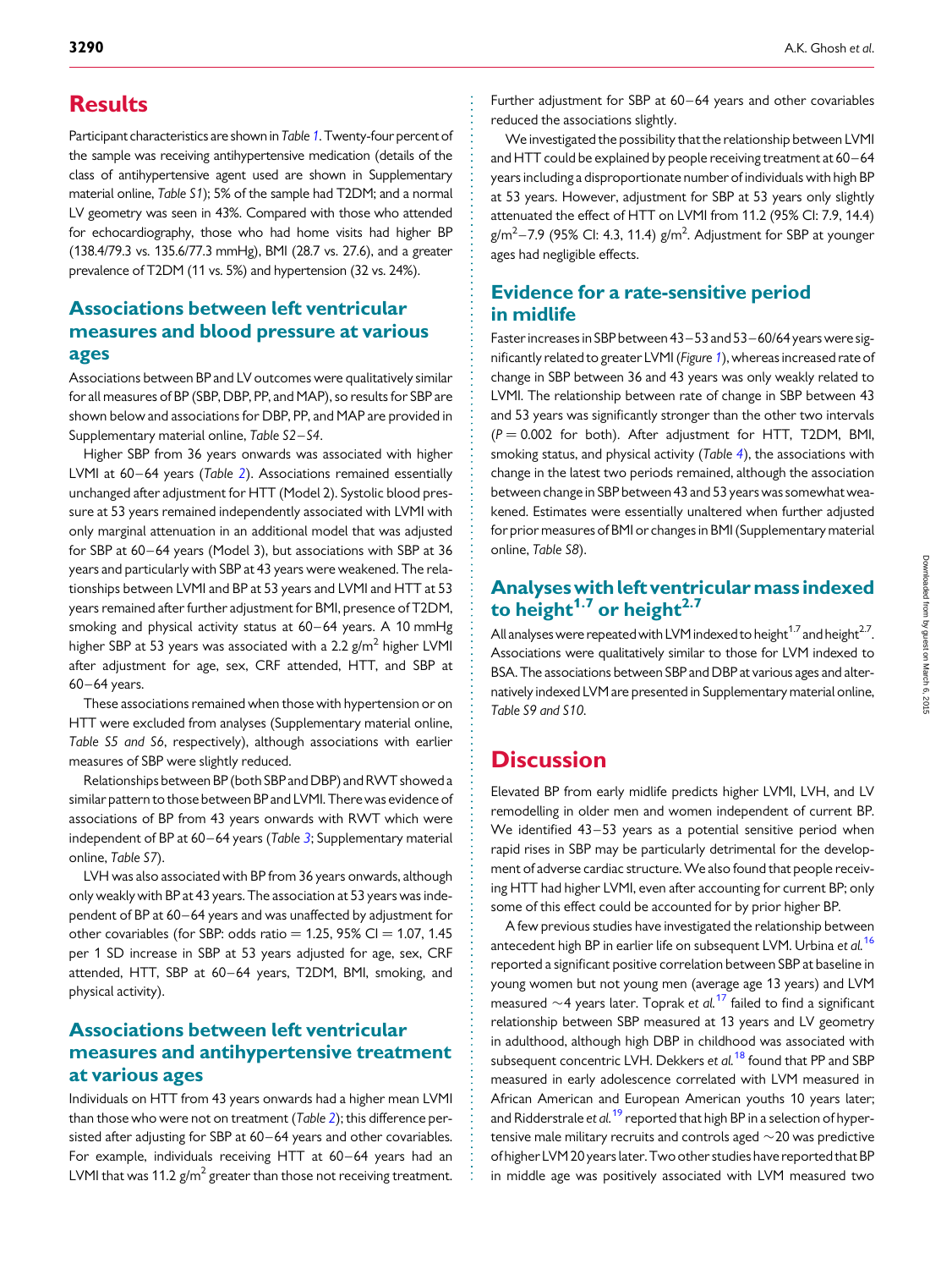# Results

Participant characteristics are shown in *Table 1*. Twenty-four percent of the sample was receiving antihypertensive medication (details of the class of antihypertensive agent used are shown in Supplementary material online, *Table S1*); 5% of the sample had T2DM; and a normal LV geometry was seen in 43%. Compared with those who attended for echocardiography, those who had home visits had higher BP (138.4/79.3 vs. 135.6/77.3 mmHg), BMI (28.7 vs. 27.6), and a greater prevalence of T2DM (11 vs. 5%) and hypertension (32 vs. 24%).

## Associations between left ventricular measures and blood pressure at various ages

Associations between BP and LV outcomes were qualitatively similar for all measures of BP (SBP, DBP, PP, and MAP), so results for SBP are shown below and associations for DBP, PP, and MAP are provided in Supplementary material online, *Table S2–S4*.

Higher SBP from 36 years onwards was associated with higher LVMI at 60–64 years (*Table 2*). Associations remained essentially unchanged after adjustment for HTT (Model 2). Systolic blood pressure at 53 years remained independently associated with LVMI with only marginal attenuation in an additional model that was adjusted for SBP at 60–64 years (Model 3), but associations with SBP at 36 years and particularly with SBP at 43 years were weakened. The relationships between LVMI and BP at 53 years and LVMI and HTT at 53 years remained after further adjustment for BMI, presence of T2DM, smoking and physical activity status at 60–64 years. A 10 mmHg higher SBP at 53 years was associated with a 2.2 $g/m^2$ higher LVMI after adjustment for age, sex, CRF attended, HTT, and SBP at 60–64 years.

These associations remained when those with hypertension or on HTT were excluded from analyses (Supplementary material online, *Table S5 and S6*, respectively), although associations with earlier measures of SBP were slightly reduced.

Relationships between BP (both SBP and DBP) and RWT showed a similar pattern to those between BP and LVMI. There was evidence of associations of BP from 43 years onwards with RWT which were independent of BP at 60–64 years (*Table 3*; Supplementary material online, *Table S7*).

LVH was also associated with BP from 36 years onwards, although only weakly with BP at 43 years. The association at 53 years was independent of BP at 60–64 years and was unaffected by adjustment for other covariables (for SBP: odds ratio = 1.25, 95% CI = 1.07, 1.45 per 1 SD increase in SBP at 53 years adjusted for age, sex, CRF attended, HTT, SBP at 60–64 years, T2DM, BMI, smoking, and physical activity).

## Associations between left ventricular measures and antihypertensive treatment at various ages

Individuals on HTT from 43 years onwards had a higher mean LVMI than those who were not on treatment (*Table 2*); this difference persisted after adjusting for SBP at 60–64 years and other covariables. For example, individuals receiving HTT at 60–64 years had an LVMI that was 11.2 $g/m^2$ greater than those not receiving treatment. Further adjustment for SBP at 60–64 years and other covariables reduced the associations slightly.

We investigated the possibility that the relationship between LVMI and HTT could be explained by people receiving treatment at 60–64 years including a disproportionate number of individuals with high BP at 53 years. However, adjustment for SBP at 53 years only slightly attenuated the effect of HTT on LVMI from 11.2 (95% CI: 7.9, 14.4) $g/m^2$–7.9 (95% CI: 4.3, 11.4) $g/m^2$. Adjustment for SBP at younger ages had negligible effects.

## Evidence for a rate-sensitive period in midlife

Faster increases in SBP between 43–53 and 53–60/64 years were significantly related to greater LVMI (*Figure 1*), whereas increased rate of change in SBP between 36 and 43 years was only weakly related to LVMI. The relationship between rate of change in SBP between 43 and 53 years was significantly stronger than the other two intervals ($P = 0.002$ for both). After adjustment for HTT, T2DM, BMI, smoking status, and physical activity (*Table 4*), the associations with change in the latest two periods remained, although the association between change in SBP between 43 and 53 years was somewhat weakened. Estimates were essentially unaltered when further adjusted for prior measures of BMI or changes in BMI (Supplementary material online, *Table S8*).

## Analyses with left ventricular mass indexed to height$^{1.7}$ or height$^{2.7}$

All analyses were repeated with LVM indexed to height$^{1.7}$ and height$^{2.7}$. Associations were qualitatively similar to those for LVM indexed to BSA. The associations between SBP and DBP at various ages and alternatively indexed LVM are presented in Supplementary material online, *Table S9 and S10*.

# Discussion

Elevated BP from early midlife predicts higher LVMI, LVH, and LV remodelling in older men and women independent of current BP. We identified 43–53 years as a potential sensitive period when rapid rises in SBP may be particularly detrimental for the development of adverse cardiac structure. We also found that people receiving HTT had higher LVMI, even after accounting for current BP; only some of this effect could be accounted for by prior higher BP.

A few previous studies have investigated the relationship between antecedent high BP in earlier life on subsequent LVM. Urbina *et al.*[16] reported a significant positive correlation between SBP at baseline in young women but not young men (average age 13 years) and LVM measured ~4 years later. Toprak *et al.*[17] failed to find a significant relationship between SBP measured at 13 years and LV geometry in adulthood, although high DBP in childhood was associated with subsequent concentric LVH. Dekkers *et al.*[18] found that PP and SBP measured in early adolescence correlated with LVM measured in African American and European American youths 10 years later; and Ridderstrale *et al.*[19] reported that high BP in a selection of hypertensive male military recruits and controls aged ~20 was predictive of higher LVM 20 years later. Two other studies have reported that BP in middle age was positively associated with LVM measured two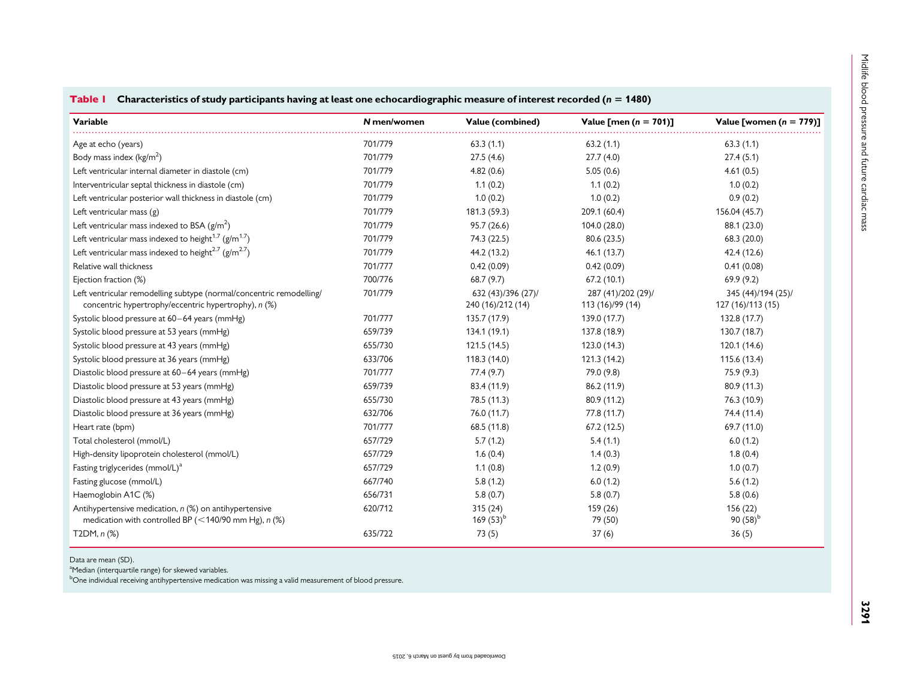**Table 1 Characteristics of study participants having at least one echocardiographic measure of interest recorded ($n$ = 1480)**

| Variable | *N* men/women | Value (combined) | Value [men ($n$ = 701)] | Value [women ($n$ = 779)] |
|---|---|---|---|---|
| Age at echo (years) | 701/779 | 63.3 (1.1) | 63.2 (1.1) | 63.3 (1.1) |
| Body mass index (kg/m$^2$) | 701/779 | 27.5 (4.6) | 27.7 (4.0) | 27.4 (5.1) |
| Left ventricular internal diameter in diastole (cm) | 701/779 | 4.82 (0.6) | 5.05 (0.6) | 4.61 (0.5) |
| Interventricular septal thickness in diastole (cm) | 701/779 | 1.1 (0.2) | 1.1 (0.2) | 1.0 (0.2) |
| Left ventricular posterior wall thickness in diastole (cm) | 701/779 | 1.0 (0.2) | 1.0 (0.2) | 0.9 (0.2) |
| Left ventricular mass (g) | 701/779 | 181.3 (59.3) | 209.1 (60.4) | 156.04 (45.7) |
| Left ventricular mass indexed to BSA (g/m$^2$) | 701/779 | 95.7 (26.6) | 104.0 (28.0) | 88.1 (23.0) |
| Left ventricular mass indexed to height$^{1.7}$ (g/m$^{1.7}$) | 701/779 | 74.3 (22.5) | 80.6 (23.5) | 68.3 (20.0) |
| Left ventricular mass indexed to height$^{2.7}$ (g/m$^{2.7}$) | 701/779 | 44.2 (13.2) | 46.1 (13.7) | 42.4 (12.6) |
| Relative wall thickness | 701/777 | 0.42 (0.09) | 0.42 (0.09) | 0.41 (0.08) |
| Ejection fraction (%) | 700/776 | 68.7 (9.7) | 67.2 (10.1) | 69.9 (9.2) |
| Left ventricular remodelling subtype (normal/concentric remodelling/ concentric hypertrophy/eccentric hypertrophy), *n* (%) | 701/779 | 632 (43)/396 (27)/ 240 (16)/212 (14) | 287 (41)/202 (29)/ 113 (16)/99 (14) | 345 (44)/194 (25)/ 127 (16)/113 (15) |
| Systolic blood pressure at 60–64 years (mmHg) | 701/777 | 135.7 (17.9) | 139.0 (17.7) | 132.8 (17.7) |
| Systolic blood pressure at 53 years (mmHg) | 659/739 | 134.1 (19.1) | 137.8 (18.9) | 130.7 (18.7) |
| Systolic blood pressure at 43 years (mmHg) | 655/730 | 121.5 (14.5) | 123.0 (14.3) | 120.1 (14.6) |
| Systolic blood pressure at 36 years (mmHg) | 633/706 | 118.3 (14.0) | 121.3 (14.2) | 115.6 (13.4) |
| Diastolic blood pressure at 60–64 years (mmHg) | 701/777 | 77.4 (9.7) | 79.0 (9.8) | 75.9 (9.3) |
| Diastolic blood pressure at 53 years (mmHg) | 659/739 | 83.4 (11.9) | 86.2 (11.9) | 80.9 (11.3) |
| Diastolic blood pressure at 43 years (mmHg) | 655/730 | 78.5 (11.3) | 80.9 (11.2) | 76.3 (10.9) |
| Diastolic blood pressure at 36 years (mmHg) | 632/706 | 76.0 (11.7) | 77.8 (11.7) | 74.4 (11.4) |
| Heart rate (bpm) | 701/777 | 68.5 (11.8) | 67.2 (12.5) | 69.7 (11.0) |
| Total cholesterol (mmol/L) | 657/729 | 5.7 (1.2) | 5.4 (1.1) | 6.0 (1.2) |
| High-density lipoprotein cholesterol (mmol/L) | 657/729 | 1.6 (0.4) | 1.4 (0.3) | 1.8 (0.4) |
| Fasting triglycerides (mmol/L)[a] | 657/729 | 1.1 (0.8) | 1.2 (0.9) | 1.0 (0.7) |
| Fasting glucose (mmol/L) | 667/740 | 5.8 (1.2) | 6.0 (1.2) | 5.6 (1.2) |
| Haemoglobin A1C (%) | 656/731 | 5.8 (0.7) | 5.8 (0.7) | 5.8 (0.6) |
| Antihypertensive medication, *n* (%) on antihypertensive medication with controlled BP (<140/90 mm Hg), *n* (%) | 620/712 | 315 (24) 169 (53)[b] | 159 (26) 79 (50) | 156 (22) 90 (58)[b] |
| T2DM, *n* (%) | 635/722 | 73 (5) | 37 (6) | 36 (5) |

Data are mean (SD).

[a]Median (interquartile range) for skewed variables.

[b]One individual receiving antihypertensive medication was missing a valid measurement of blood pressure.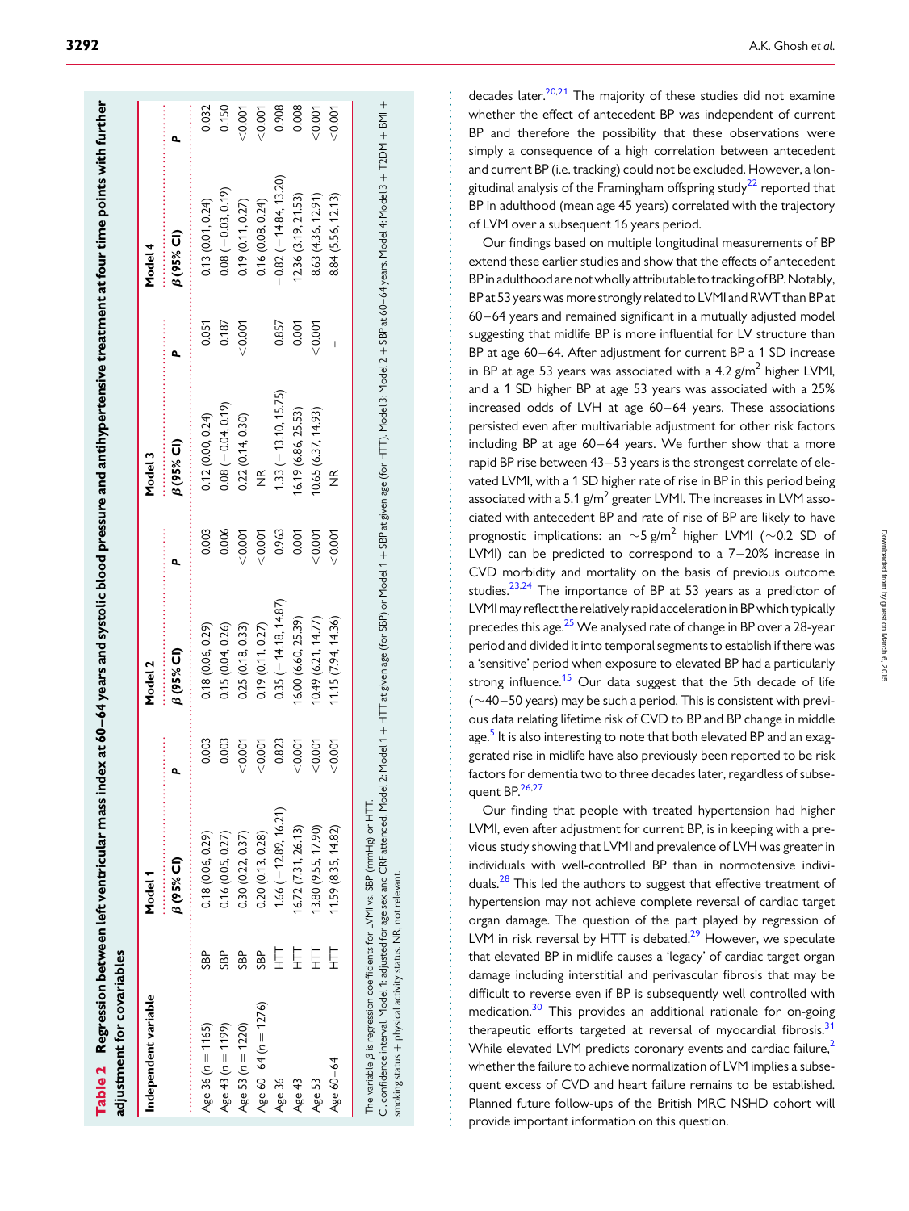**Table 2 Regression between left ventricular mass index at 60–64 years and systolic blood pressure and antihypertensive treatment at four time points with further adjustment for covariables**

| Independent variable | | Model 1 | | Model 2 | | Model 3 | | Model 4 | |
|---|---|---|---|---|---|---|---|---|---|
| | | β (95% CI) | P | β (95% CI) | P | β (95% CI) | P | β (95% CI) | P |
| Age 36 (n = 1165) | SBP | 0.18 (0.06, 0.29) | 0.003 | 0.18 (0.06, 0.29) | 0.003 | 0.12 (0.00, 0.24) | 0.051 | 0.13 (0.01, 0.24) | 0.032 |
| Age 43 (n = 1199) | SBP | 0.16 (0.05, 0.27) | 0.003 | 0.15 (0.04, 0.26) | 0.006 | 0.08 (−0.04, 0.19) | 0.187 | 0.08 (−0.03, 0.19) | 0.150 |
| Age 53 (n = 1220) | SBP | 0.30 (0.22, 0.37) | <0.001 | 0.25 (0.18, 0.33) | <0.001 | 0.22 (0.14, 0.30) | <0.001 | 0.19 (0.11, 0.27) | <0.001 |
| Age 60–64 (n = 1276) | SBP | 0.20 (0.13, 0.28) | <0.001 | 0.19 (0.11, 0.27) | <0.001 | NR | – | 0.16 (0.08, 0.24) | <0.001 |
| Age 36 | HTT | 1.66 (−12.89, 16.21) | 0.823 | 0.35 (−14.18, 14.87) | 0.963 | 1.33 (−13.10, 15.75) | 0.857 | −0.82 (−14.84, 13.20) | 0.908 |
| Age 43 | HTT | 16.72 (7.31, 26.13) | <0.001 | 16.00 (6.60, 25.39) | 0.001 | 16.19 (6.86, 25.53) | 0.001 | 12.36 (3.19, 21.53) | 0.008 |
| Age 53 | HTT | 13.80 (9.55, 17.90) | <0.001 | 10.49 (6.21, 14.77) | <0.001 | 10.65 (6.37, 14.93) | <0.001 | 8.63 (4.36, 12.91) | <0.001 |
| Age 60–64 | HTT | 11.59 (8.35, 14.82) | <0.001 | 11.15 (7.94, 14.36) | <0.001 | NR | – | 8.84 (5.56, 12.13) | <0.001 |

The variable β is regression coefficients for LVMI vs. SBP (mmHg) or HTT.
CI, confidence interval. Model 1: adjusted for age sex and CRF attended. Model 2: Model 1 + HTT at given age (for SBP) or Model 1 + SBP at given age (for HTT). Model 3: Model 2 + SBP at 60–64 years. Model 4: Model 3 + T2DM + BMI + smoking status + physical activity status. NR, not relevant.

decades later.[20,21] The majority of these studies did not examine whether the effect of antecedent BP was independent of current BP and therefore the possibility that these observations were simply a consequence of a high correlation between antecedent and current BP (i.e. tracking) could not be excluded. However, a longitudinal analysis of the Framingham offspring study[22] reported that BP in adulthood (mean age 45 years) correlated with the trajectory of LVM over a subsequent 16 years period.

Our findings based on multiple longitudinal measurements of BP extend these earlier studies and show that the effects of antecedent BP in adulthood are not wholly attributable to tracking of BP. Notably, BP at 53 years was more strongly related to LVMI and RWT than BP at 60–64 years and remained significant in a mutually adjusted model suggesting that midlife BP is more influential for LV structure than BP at age 60–64. After adjustment for current BP a 1 SD increase in BP at age 53 years was associated with a 4.2 g/m$^2$ higher LVMI, and a 1 SD higher BP at age 53 years was associated with a 25% increased odds of LVH at age 60–64 years. These associations persisted even after multivariable adjustment for other risk factors including BP at age 60–64 years. We further show that a more rapid BP rise between 43–53 years is the strongest correlate of elevated LVMI, with a 1 SD higher rate of rise in BP in this period being associated with a 5.1 g/m$^2$ greater LVMI. The increases in LVM associated with antecedent BP and rate of rise of BP are likely to have prognostic implications: an ~5 g/m$^2$ higher LVMI (~0.2 SD of LVMI) can be predicted to correspond to a 7–20% increase in CVD morbidity and mortality on the basis of previous outcome studies.[23,24] The importance of BP at 53 years as a predictor of LVMI may reflect the relatively rapid acceleration in BP which typically precedes this age.[25] We analysed rate of change in BP over a 28-year period and divided it into temporal segments to establish if there was a 'sensitive' period when exposure to elevated BP had a particularly strong influence.[15] Our data suggest that the 5th decade of life (~40–50 years) may be such a period. This is consistent with previous data relating lifetime risk of CVD to BP and BP change in middle age.[5] It is also interesting to note that both elevated BP and an exaggerated rise in midlife have also previously been reported to be risk factors for dementia two to three decades later, regardless of subsequent BP.[26,27]

Our finding that people with treated hypertension had higher LVMI, even after adjustment for current BP, is in keeping with a previous study showing that LVMI and prevalence of LVH was greater in individuals with well-controlled BP than in normotensive individuals.[28] This led the authors to suggest that effective treatment of hypertension may not achieve complete reversal of cardiac target organ damage. The question of the part played by regression of LVM in risk reversal by HTT is debated.[29] However, we speculate that elevated BP in midlife causes a 'legacy' of cardiac target organ damage including interstitial and perivascular fibrosis that may be difficult to reverse even if BP is subsequently well controlled with medication.[30] This provides an additional rationale for on-going therapeutic efforts targeted at reversal of myocardial fibrosis.[31] While elevated LVM predicts coronary events and cardiac failure,[2] whether the failure to achieve normalization of LVM implies a subsequent excess of CVD and heart failure remains to be established. Planned future follow-ups of the British MRC NSHD cohort will provide important information on this question.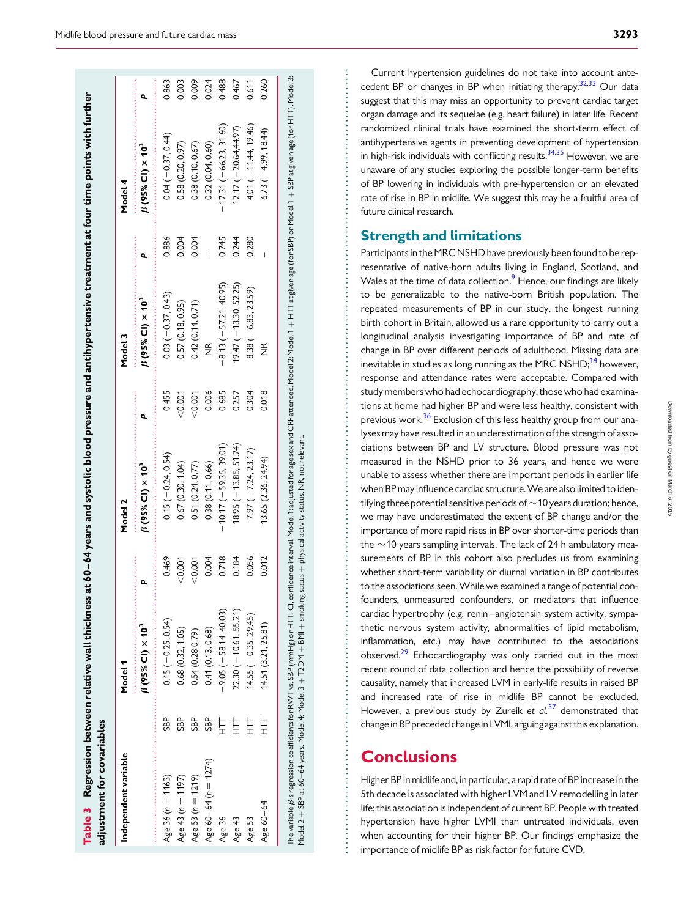**Table 3** Regression between relative wall thickness at 60–64 years and systolic blood pressure and antihypertensive treatment at four time points with further adjustment for covariables

| Independent variable | | Model 1 | | Model 2 | | Model 3 | | Model 4 | |
|---|---|---|---|---|---|---|---|---|---|
| | | $\beta$ (95% CI) $\times 10^3$ | P | $\beta$ (95% CI) $\times 10^3$ | P | $\beta$ (95% CI) $\times 10^3$ | P | $\beta$ (95% CI) $\times 10^3$ | P |
| Age 36 ($n = 1163$) | SBP | 0.15 (−0.25, 0.54) | 0.469 | 0.15 (−0.24, 0.54) | 0.455 | 0.03 (−0.37, 0.43) | 0.886 | 0.04 (−0.37, 0.44) | 0.863 |
| Age 43 ($n = 1197$) | SBP | 0.68 (0.32, 1.05) | <0.001 | 0.67 (0.30, 1.04) | <0.001 | 0.57 (0.18, 0.95) | 0.004 | 0.58 (0.20, 0.97) | 0.003 |
| Age 53 ($n = 1219$) | SBP | 0.54 (0.28 0.79) | <0.001 | 0.51 (0.24, 0.77) | <0.001 | 0.42 (0.14, 0.71) | 0.004 | 0.38 (0.10, 0.67) | 0.009 |
| Age 60–64 ($n = 1274$) | SBP | 0.41 (0.13, 0.68) | 0.004 | 0.38 (0.11, 0.66) | 0.006 | NR | – | 0.32 (0.04, 0.60) | 0.024 |
| Age 36 | HTT | −9.05 (−58.14, 40.03) | 0.718 | −10.17 (−59.35, 39.01) | 0.685 | −8.13 (−57.21, 40.95) | 0.745 | −17.31 (−66.23, 31.60) | 0.488 |
| Age 43 | HTT | 22.30 (−10.61, 55.21) | 0.184 | 18.95 (−13.85, 51.74) | 0.257 | 19.47 (−13.30, 52.25) | 0.244 | 12.17 (−20.64,44.97) | 0.467 |
| Age 53 | HTT | 14.55 (−0.35, 29.45) | 0.056 | 7.97 (−7.24, 23.17) | 0.304 | 8.38 (−6.83, 23.59) | 0.280 | 4.01 (−11.44, 19.46) | 0.611 |
| Age 60–64 | HTT | 14.51 (3.21, 25.81) | 0.012 | 13.65 (2.36, 24.94) | 0.018 | NR | – | 6.73 (−4.99, 18.44) | 0.260 |

The variable $\beta$ is regression coefficients for RWT vs. SBP (mmHg) or HTT. CI, confidence interval. Model 1: adjusted for age sex and CRF attended. Model 2: Model 1 + HTT at given age (for SBP) or Model 1 + SBP at given age (for HTT). Model 3: Model 2 + SBP at 60–64 years. Model 4: Model 3 + T2DM + BMI + smoking status + physical activity status. NR, not relevant.

Current hypertension guidelines do not take into account antecedent BP or changes in BP when initiating therapy.[32,33] Our data suggest that this may miss an opportunity to prevent cardiac target organ damage and its sequelae (e.g. heart failure) in later life. Recent randomized clinical trials have examined the short-term effect of antihypertensive agents in preventing development of hypertension in high-risk individuals with conflicting results.[34,35] However, we are unaware of any studies exploring the possible longer-term benefits of BP lowering in individuals with pre-hypertension or an elevated rate of rise in BP in midlife. We suggest this may be a fruitful area of future clinical research.

## Strength and limitations

Participants in the MRC NSHD have previously been found to be representative of native-born adults living in England, Scotland, and Wales at the time of data collection.[9] Hence, our findings are likely to be generalizable to the native-born British population. The repeated measurements of BP in our study, the longest running birth cohort in Britain, allowed us a rare opportunity to carry out a longitudinal analysis investigating importance of BP and rate of change in BP over different periods of adulthood. Missing data are inevitable in studies as long running as the MRC NSHD;[14] however, response and attendance rates were acceptable. Compared with study members who had echocardiography, those who had examinations at home had higher BP and were less healthy, consistent with previous work.[36] Exclusion of this less healthy group from our analyses may have resulted in an underestimation of the strength of associations between BP and LV structure. Blood pressure was not measured in the NSHD prior to 36 years, and hence we were unable to assess whether there are important periods in earlier life when BP may influence cardiac structure. We are also limited to identifying three potential sensitive periods of ~10 years duration; hence, we may have underestimated the extent of BP change and/or the importance of more rapid rises in BP over shorter-time periods than the ~10 years sampling intervals. The lack of 24 h ambulatory measurements of BP in this cohort also precludes us from examining whether short-term variability or diurnal variation in BP contributes to the associations seen. While we examined a range of potential confounders, unmeasured confounders, or mediators that influence cardiac hypertrophy (e.g. renin–angiotensin system activity, sympathetic nervous system activity, abnormalities of lipid metabolism, inflammation, etc.) may have contributed to the associations observed.[29] Echocardiography was only carried out in the most recent round of data collection and hence the possibility of reverse causality, namely that increased LVM in early-life results in raised BP and increased rate of rise in midlife BP cannot be excluded. However, a previous study by Zureik *et al.*[37] demonstrated that change in BP preceded change in LVMI, arguing against this explanation.

# Conclusions

Higher BP in midlife and, in particular, a rapid rate of BP increase in the 5th decade is associated with higher LVM and LV remodelling in later life; this association is independent of current BP. People with treated hypertension have higher LVMI than untreated individuals, even when accounting for their higher BP. Our findings emphasize the importance of midlife BP as risk factor for future CVD.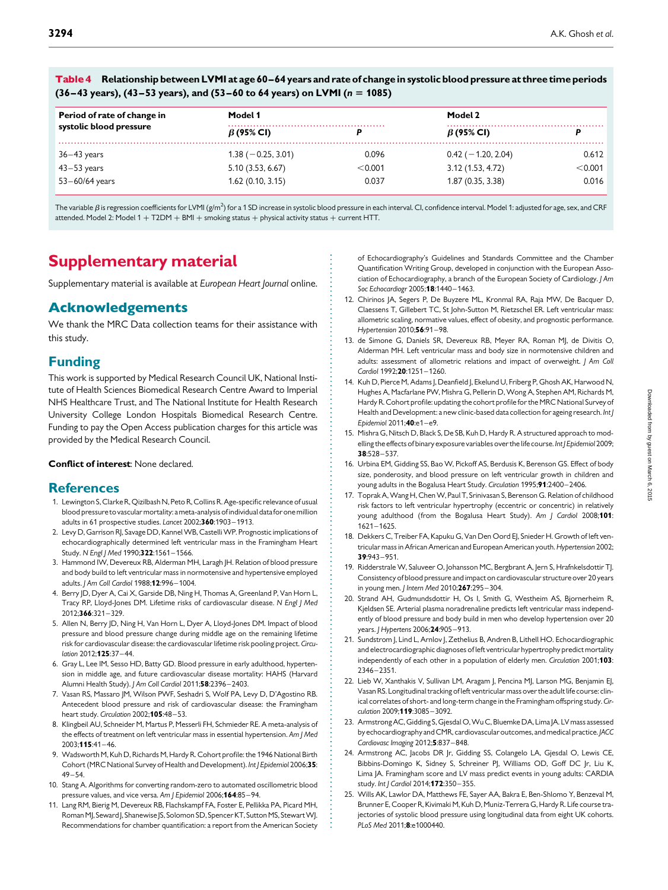**Table 4** Relationship between LVMI at age 60–64 years and rate of change in systolic blood pressure at three time periods (36–43 years), (43–53 years), and (53–60 to 64 years) on LVMI ($n = 1085$)

| Period of rate of change in systolic blood pressure | Model 1 | | Model 2 | |
|---|---|---|---|---|
| | $\beta$ (95% CI) | P | $\beta$ (95% CI) | P |
| 36–43 years | 1.38 (−0.25, 3.01) | 0.096 | 0.42 (−1.20, 2.04) | 0.612 |
| 43–53 years | 5.10 (3.53, 6.67) | <0.001 | 3.12 (1.53, 4.72) | <0.001 |
| 53–60/64 years | 1.62 (0.10, 3.15) | 0.037 | 1.87 (0.35, 3.38) | 0.016 |

The variable $\beta$ is regression coefficients for LVMI (g/m$^2$) for a 1 SD increase in systolic blood pressure in each interval. CI, confidence interval. Model 1: adjusted for age, sex, and CRF attended. Model 2: Model 1 + T2DM + BMI + smoking status + physical activity status + current HTT.

# Supplementary material

Supplementary material is available at *European Heart Journal* online.

## Acknowledgements

We thank the MRC Data collection teams for their assistance with this study.

## Funding

This work is supported by Medical Research Council UK, National Institute of Health Sciences Biomedical Research Centre Award to Imperial NHS Healthcare Trust, and The National Institute for Health Research University College London Hospitals Biomedical Research Centre. Funding to pay the Open Access publication charges for this article was provided by the Medical Research Council.

**Conflict of interest**: None declared.

## References

1. Lewington S, Clarke R, Qizilbash N, Peto R, Collins R. Age-specific relevance of usual blood pressure to vascular mortality: a meta-analysis of individual data for one million adults in 61 prospective studies. *Lancet* 2002;**360**:1903–1913.
2. Levy D, Garrison RJ, Savage DD, Kannel WB, Castelli WP. Prognostic implications of echocardiographically determined left ventricular mass in the Framingham Heart Study. *N Engl J Med* 1990;**322**:1561–1566.
3. Hammond IW, Devereux RB, Alderman MH, Laragh JH. Relation of blood pressure and body build to left ventricular mass in normotensive and hypertensive employed adults. *J Am Coll Cardiol* 1988;**12**:996–1004.
4. Berry JD, Dyer A, Cai X, Garside DB, Ning H, Thomas A, Greenland P, Van Horn L, Tracy RP, Lloyd-Jones DM. Lifetime risks of cardiovascular disease. *N Engl J Med* 2012;**366**:321–329.
5. Allen N, Berry JD, Ning H, Van Horn L, Dyer A, Lloyd-Jones DM. Impact of blood pressure and blood pressure change during middle age on the remaining lifetime risk for cardiovascular disease: the cardiovascular lifetime risk pooling project. *Circulation* 2012;**125**:37–44.
6. Gray L, Lee IM, Sesso HD, Batty GD. Blood pressure in early adulthood, hypertension in middle age, and future cardiovascular disease mortality: HAHS (Harvard Alumni Health Study). *J Am Coll Cardiol* 2011;**58**:2396–2403.
7. Vasan RS, Massaro JM, Wilson PWF, Seshadri S, Wolf PA, Levy D, D'Agostino RB. Antecedent blood pressure and risk of cardiovascular disease: the Framingham heart study. *Circulation* 2002;**105**:48–53.
8. Klingbeil AU, Schneider M, Martus P, Messerli FH, Schmieder RE. A meta-analysis of the effects of treatment on left ventricular mass in essential hypertension. *Am J Med* 2003;**115**:41–46.
9. Wadsworth M, Kuh D, Richards M, Hardy R. Cohort profile: the 1946 National Birth Cohort (MRC National Survey of Health and Development). *Int J Epidemiol* 2006;**35**:49–54.
10. Stang A. Algorithms for converting random-zero to automated oscillometric blood pressure values, and vice versa. *Am J Epidemiol* 2006;**164**:85–94.
11. Lang RM, Bierig M, Devereux RB, Flachskampf FA, Foster E, Pellikka PA, Picard MH, Roman MJ, Seward J, Shanewise JS, Solomon SD, Spencer KT, Sutton MS, Stewart WJ. Recommendations for chamber quantification: a report from the American Society of Echocardiography's Guidelines and Standards Committee and the Chamber Quantification Writing Group, developed in conjunction with the European Association of Echocardiography, a branch of the European Society of Cardiology. *J Am Soc Echocardiogr* 2005;**18**:1440–1463.
12. Chirinos JA, Segers P, De Buyzere ML, Kronmal RA, Raja MW, De Bacquer D, Claessens T, Gillebert TC, St John-Sutton M, Rietzschel ER. Left ventricular mass: allometric scaling, normative values, effect of obesity, and prognostic performance. *Hypertension* 2010;**56**:91–98.
13. de Simone G, Daniels SR, Devereux RB, Meyer RA, Roman MJ, de Divitis O, Alderman MH. Left ventricular mass and body size in normotensive children and adults: assessment of allometric relations and impact of overweight. *J Am Coll Cardiol* 1992;**20**:1251–1260.
14. Kuh D, Pierce M, Adams J, Deanfield J, Ekelund U, Friberg P, Ghosh AK, Harwood N, Hughes A, Macfarlane PW, Mishra G, Pellerin D, Wong A, Stephen AM, Richards M, Hardy R. Cohort profile: updating the cohort profile for the MRC National Survey of Health and Development: a new clinic-based data collection for ageing research. *Int J Epidemiol* 2011;**40**:e1–e9.
15. Mishra G, Nitsch D, Black S, De SB, Kuh D, Hardy R. A structured approach to modelling the effects of binary exposure variables over the life course. *Int J Epidemiol* 2009;**38**:528–537.
16. Urbina EM, Gidding SS, Bao W, Pickoff AS, Berdusis K, Berenson GS. Effect of body size, ponderosity, and blood pressure on left ventricular growth in children and young adults in the Bogalusa Heart Study. *Circulation* 1995;**91**:2400–2406.
17. Toprak A, Wang H, Chen W, Paul T, Srinivasan S, Berenson G. Relation of childhood risk factors to left ventricular hypertrophy (eccentric or concentric) in relatively young adulthood (from the Bogalusa Heart Study). *Am J Cardiol* 2008;**101**:1621–1625.
18. Dekkers C, Treiber FA, Kapuku G, Van Den Oord EJ, Snieder H. Growth of left ventricular mass in African American and European American youth. *Hypertension* 2002;**39**:943–951.
19. Ridderstrale W, Saluveer O, Johansson MC, Bergbrant A, Jern S, Hrafnkelsdottir TJ. Consistency of blood pressure and impact on cardiovascular structure over 20 years in young men. *J Intern Med* 2010;**267**:295–304.
20. Strand AH, Gudmundsdottir H, Os I, Smith G, Westheim AS, Bjornerheim R, Kjeldsen SE. Arterial plasma noradrenaline predicts left ventricular mass independently of blood pressure and body build in men who develop hypertension over 20 years. *J Hypertens* 2006;**24**:905–913.
21. Sundstrom J, Lind L, Arnlov J, Zethelius B, Andren B, Lithell HO. Echocardiographic and electrocardiographic diagnoses of left ventricular hypertrophy predict mortality independently of each other in a population of elderly men. *Circulation* 2001;**103**:2346–2351.
22. Lieb W, Xanthakis V, Sullivan LM, Aragam J, Pencina MJ, Larson MG, Benjamin EJ, Vasan RS. Longitudinal tracking of left ventricular mass over the adult life course: clinical correlates of short- and long-term change in the Framingham offspring study. *Circulation* 2009;**119**:3085–3092.
23. Armstrong AC, Gidding S, Gjesdal O, Wu C, Bluemke DA, Lima JA. LV mass assessed by echocardiography and CMR, cardiovascular outcomes, and medical practice. *JACC Cardiovasc Imaging* 2012;**5**:837–848.
24. Armstrong AC, Jacobs DR Jr, Gidding SS, Colangelo LA, Gjesdal O, Lewis CE, Bibbins-Domingo K, Sidney S, Schreiner PJ, Williams OD, Goff DC Jr, Liu K, Lima JA. Framingham score and LV mass predict events in young adults: CARDIA study. *Int J Cardiol* 2014;**172**:350–355.
25. Wills AK, Lawlor DA, Matthews FE, Sayer AA, Bakra E, Ben-Shlomo Y, Benzeval M, Brunner E, Cooper R, Kivimaki M, Kuh D, Muniz-Terrera G, Hardy R. Life course trajectories of systolic blood pressure using longitudinal data from eight UK cohorts. *PLoS Med* 2011;**8**:e1000440.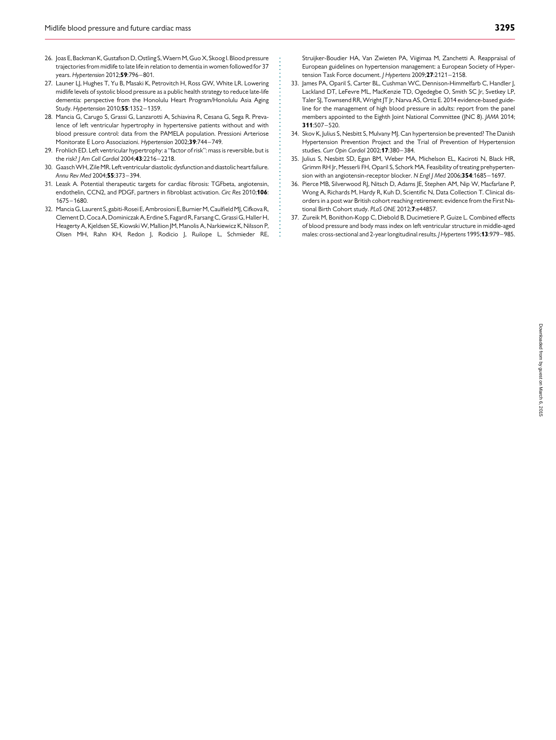26. Joas E, Backman K, Gustafson D, Ostling S, Waern M, Guo X, Skoog I. Blood pressure trajectories from midlife to late life in relation to dementia in women followed for 37 years. *Hypertension* 2012;**59**:796–801.
27. Launer LJ, Hughes T, Yu B, Masaki K, Petrovitch H, Ross GW, White LR. Lowering midlife levels of systolic blood pressure as a public health strategy to reduce late-life dementia: perspective from the Honolulu Heart Program/Honolulu Asia Aging Study. *Hypertension* 2010;**55**:1352–1359.
28. Mancia G, Carugo S, Grassi G, Lanzarotti A, Schiavina R, Cesana G, Sega R. Prevalence of left ventricular hypertrophy in hypertensive patients without and with blood pressure control: data from the PAMELA population. Pressioni Arteriose Monitorate E Loro Associazioni. *Hypertension* 2002;**39**:744–749.
29. Frohlich ED. Left ventricular hypertrophy: a "factor of risk": mass is reversible, but is the risk? *J Am Coll Cardiol* 2004;**43**:2216–2218.
30. Gaasch WH, Zile MR. Left ventricular diastolic dysfunction and diastolic heart failure. *Annu Rev Med* 2004;**55**:373–394.
31. Leask A. Potential therapeutic targets for cardiac fibrosis: TGFbeta, angiotensin, endothelin, CCN2, and PDGF, partners in fibroblast activation. *Circ Res* 2010;**106**: 1675–1680.
32. Mancia G, Laurent S, gabiti-Rosei E, Ambrosioni E, Burnier M, Caulfield MJ, Cifkova R, Clement D, Coca A, Dominiczak A, Erdine S, Fagard R, Farsang C, Grassi G, Haller H, Heagerty A, Kjeldsen SE, Kiowski W, Mallion JM, Manolis A, Narkiewicz K, Nilsson P, Olsen MH, Rahn KH, Redon J, Rodicio J, Ruilope L, Schmieder RE, Struijker-Boudier HA, Van Zwieten PA, Viigimaa M, Zanchetti A. Reappraisal of European guidelines on hypertension management: a European Society of Hypertension Task Force document. *J Hypertens* 2009;**27**:2121–2158.
33. James PA, Oparil S, Carter BL, Cushman WC, Dennison-Himmelfarb C, Handler J, Lackland DT, LeFevre ML, MacKenzie TD, Ogedegbe O, Smith SC Jr, Svetkey LP, Taler SJ, Townsend RR, Wright JT Jr, Narva AS, Ortiz E. 2014 evidence-based guideline for the management of high blood pressure in adults: report from the panel members appointed to the Eighth Joint National Committee (JNC 8). *JAMA* 2014; **311**:507–520.
34. Skov K, Julius S, Nesbitt S, Mulvany MJ. Can hypertension be prevented? The Danish Hypertension Prevention Project and the Trial of Prevention of Hypertension studies. *Curr Opin Cardiol* 2002;**17**:380–384.
35. Julius S, Nesbitt SD, Egan BM, Weber MA, Michelson EL, Kaciroti N, Black HR, Grimm RH Jr, Messerli FH, Oparil S, Schork MA. Feasibility of treating prehypertension with an angiotensin-receptor blocker. *N Engl J Med* 2006;**354**:1685–1697.
36. Pierce MB, Silverwood RJ, Nitsch D, Adams JE, Stephen AM, Nip W, Macfarlane P, Wong A, Richards M, Hardy R, Kuh D, Scientific N, Data Collection T. Clinical disorders in a post war British cohort reaching retirement: evidence from the First National Birth Cohort study. *PLoS ONE* 2012;**7**:e44857.
37. Zureik M, Bonithon-Kopp C, Diebold B, Ducimetiere P, Guize L. Combined effects of blood pressure and body mass index on left ventricular structure in middle-aged males: cross-sectional and 2-year longitudinal results. *J Hypertens* 1995;**13**:979–985.